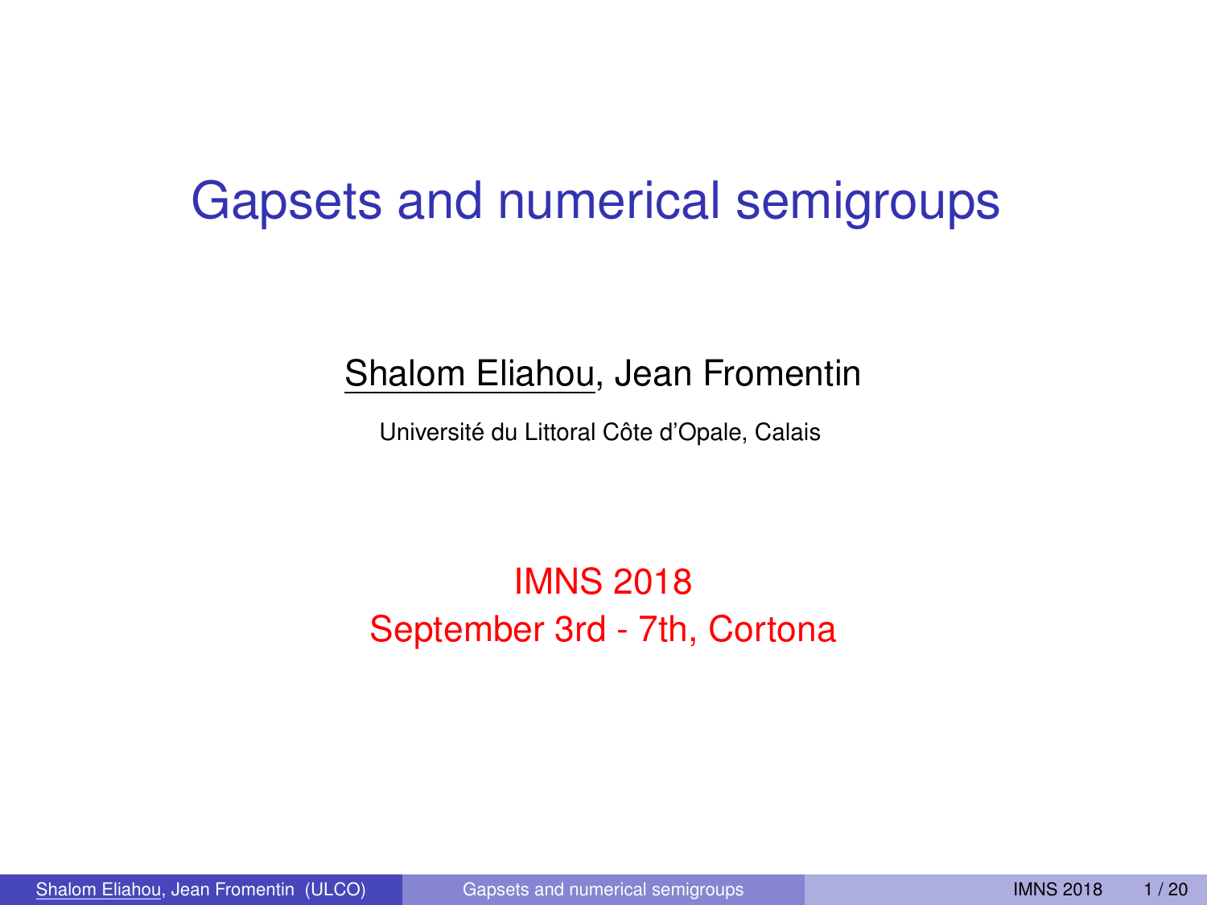# Gapsets and numerical semigroups

Shalom Eliahou, Jean Fromentin

Université du Littoral Côte d'Opale, Calais

IMNS 2018
September 3rd - 7th, Cortona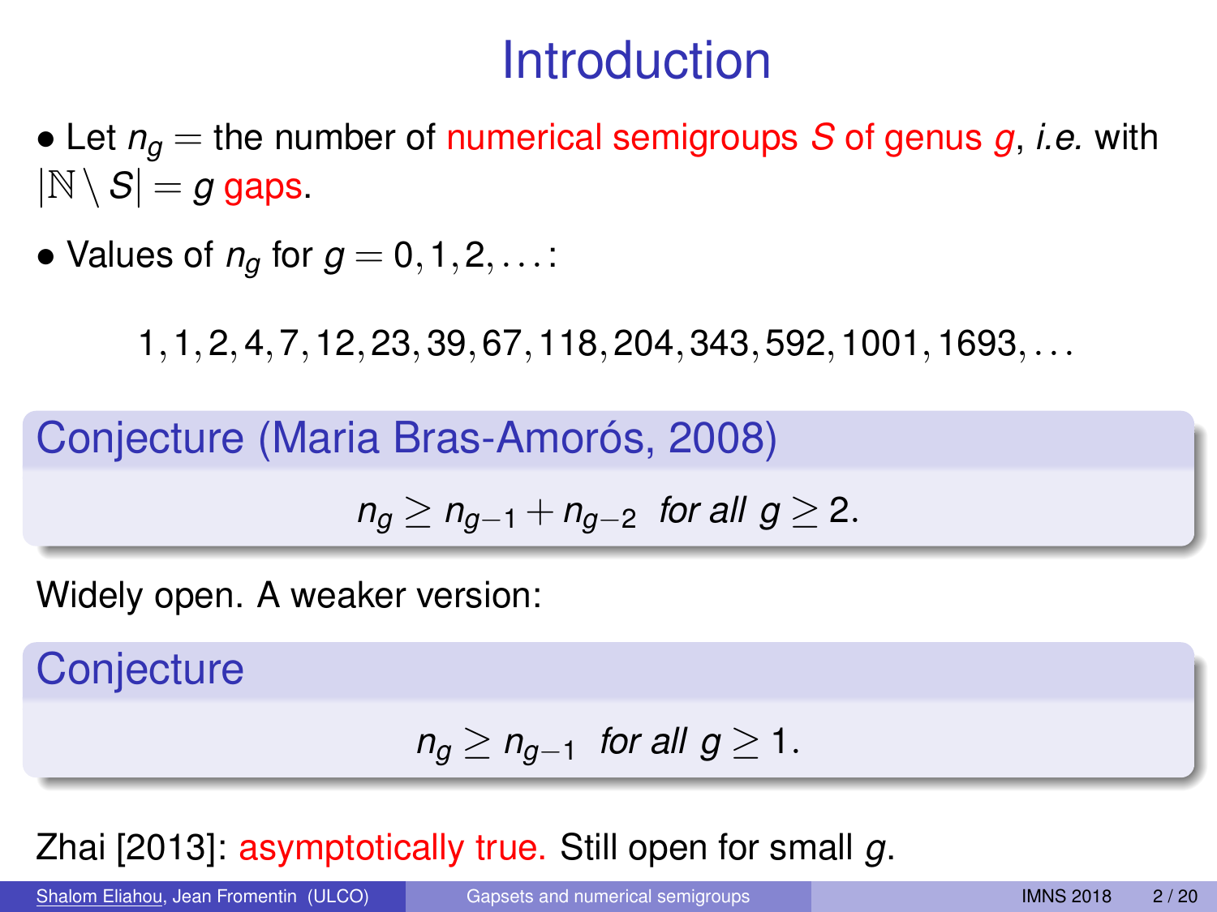# Introduction

- Let $n_g$ = the number of numerical semigroups $S$ of genus $g$, *i.e.* with $|\mathbb{N} \setminus S| = g$ gaps.
- Values of $n_g$ for $g = 0, 1, 2, \ldots$:

$$1, 1, 2, 4, 7, 12, 23, 39, 67, 118, 204, 343, 592, 1001, 1693, \ldots$$

**Conjecture (Maria Bras-Amorós, 2008)**

$$n_g \geq n_{g-1} + n_{g-2} \ \textit{for all } g \geq 2.$$

Widely open. A weaker version:

**Conjecture**

$$n_g \geq n_{g-1} \ \textit{for all } g \geq 1.$$

Zhai [2013]: asymptotically true. Still open for small $g$.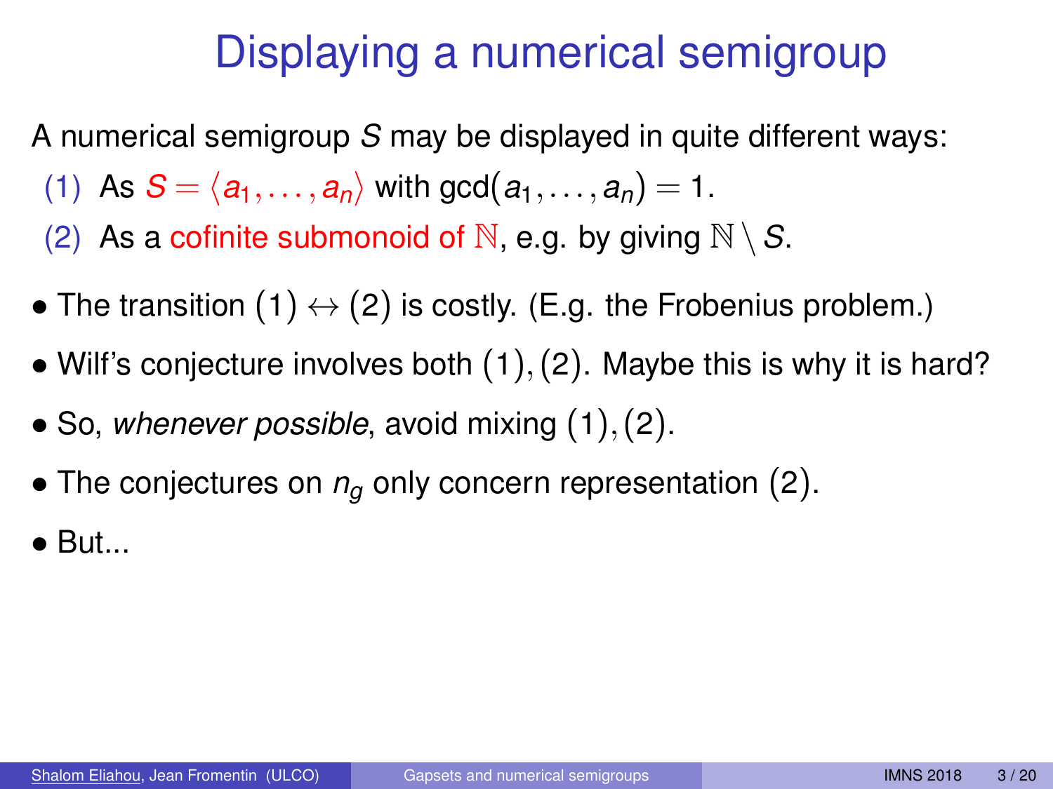# Displaying a numerical semigroup

A numerical semigroup $S$ may be displayed in quite different ways:

(1) As $S = \langle a_1, \dots, a_n \rangle$ with $\gcd(a_1, \dots, a_n) = 1$.

(2) As a cofinite submonoid of $\mathbb{N}$, e.g. by giving $\mathbb{N} \setminus S$.

- The transition $(1) \leftrightarrow (2)$ is costly. (E.g. the Frobenius problem.)
- Wilf's conjecture involves both $(1), (2)$. Maybe this is why it is hard?
- So, *whenever possible*, avoid mixing $(1), (2)$.
- The conjectures on $n_g$ only concern representation $(2)$.
- But...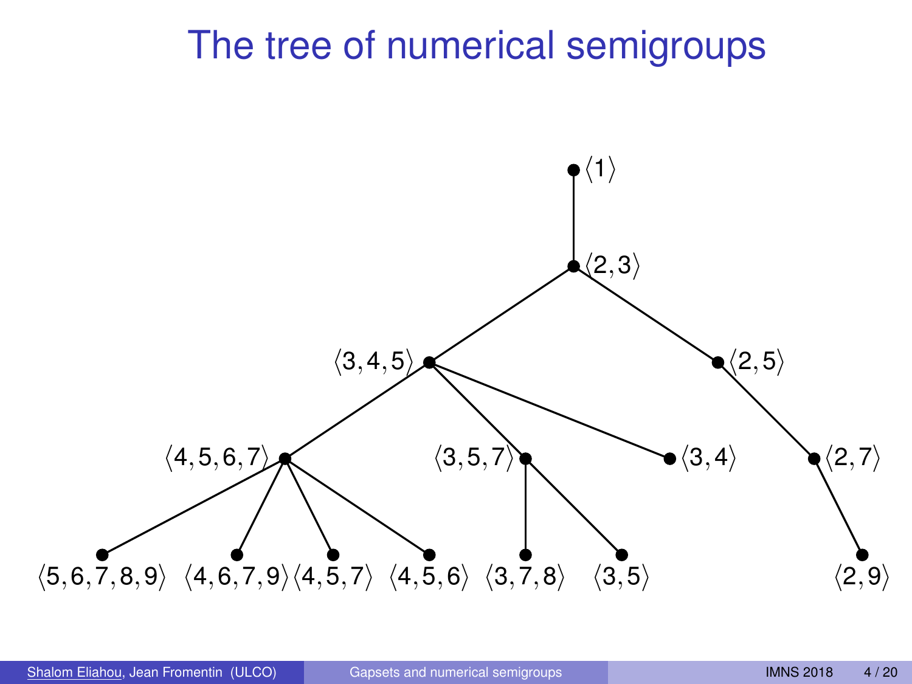# The tree of numerical semigroups

$\langle 1 \rangle$

$\langle 2, 3 \rangle$

$\langle 3, 4, 5 \rangle$ $\langle 2, 5 \rangle$

$\langle 4, 5, 6, 7 \rangle$ $\langle 3, 5, 7 \rangle$ $\langle 3, 4 \rangle$ $\langle 2, 7 \rangle$

$\langle 5, 6, 7, 8, 9 \rangle$ $\langle 4, 6, 7, 9 \rangle$ $\langle 4, 5, 7 \rangle$ $\langle 4, 5, 6 \rangle$ $\langle 3, 7, 8 \rangle$ $\langle 3, 5 \rangle$ $\langle 2, 9 \rangle$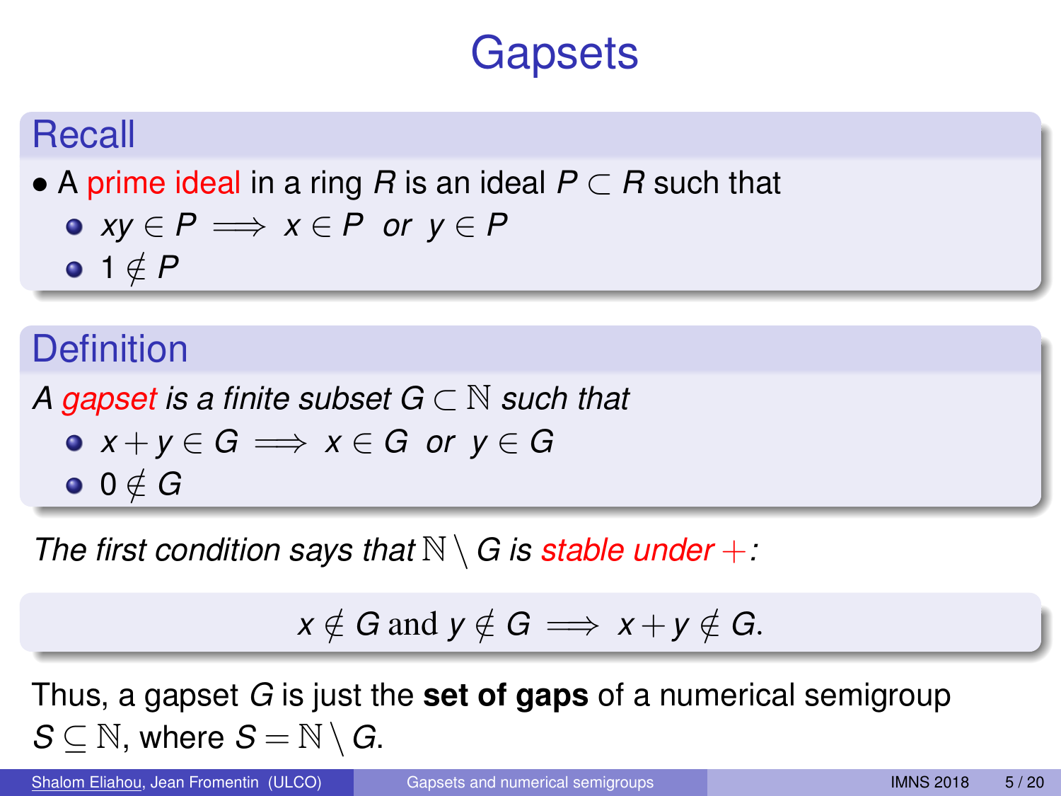# Gapsets

## Recall

- A prime ideal in a ring $R$ is an ideal $P \subset R$ such that
  - $xy \in P \implies x \in P$ *or* $y \in P$
  - $1 \notin P$

## Definition

*A gapset is a finite subset $G \subset \mathbb{N}$ such that*

- $x + y \in G \implies x \in G$ *or* $y \in G$
- $0 \notin G$

*The first condition says that $\mathbb{N} \setminus G$ is stable under $+$:*

$$x \notin G \text{ and } y \notin G \implies x + y \notin G.$$

Thus, a gapset $G$ is just the **set of gaps** of a numerical semigroup $S \subseteq \mathbb{N}$, where $S = \mathbb{N} \setminus G$.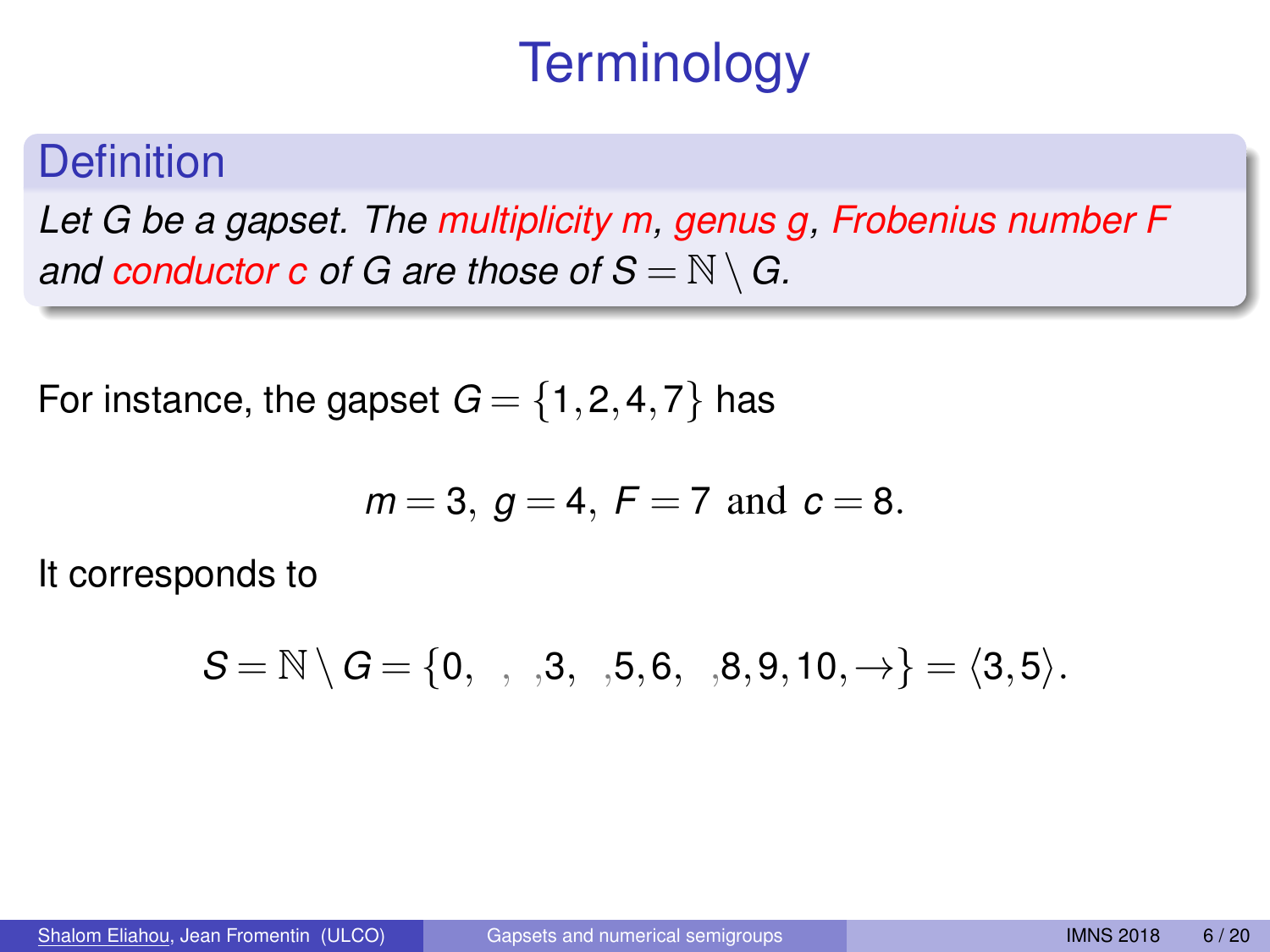# Terminology

**Definition**

*Let $G$ be a gapset. The multiplicity $m$, genus $g$, Frobenius number $F$ and conductor $c$ of $G$ are those of $S = \mathbb{N} \setminus G$.*

For instance, the gapset $G = \{1, 2, 4, 7\}$ has

$$m = 3,\ g = 4,\ F = 7 \text{ and } c = 8.$$

It corresponds to

$$S = \mathbb{N} \setminus G = \{0, \ \ , \ \ , 3, \ \ , 5, 6, \ \ , 8, 9, 10, \rightarrow\} = \langle 3, 5 \rangle.$$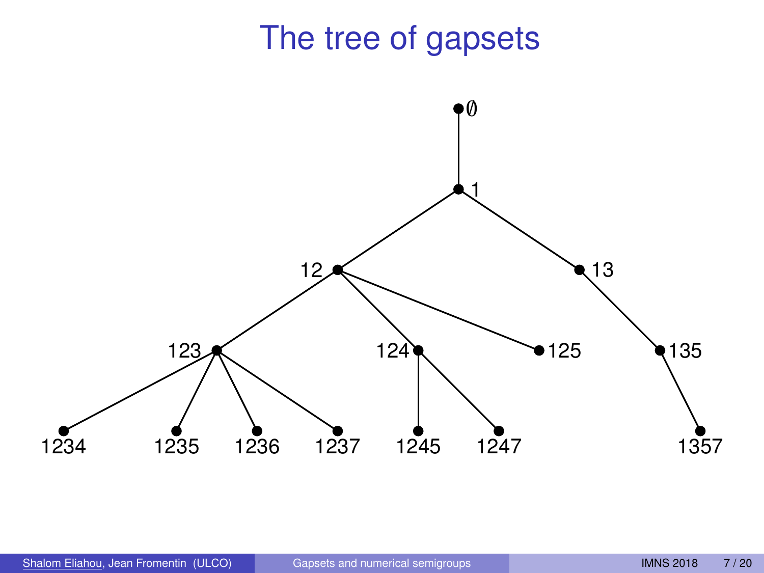# The tree of gapsets

$\emptyset$

1

12 &nbsp;&nbsp; 13

123 &nbsp;&nbsp; 124 &nbsp;&nbsp; 125 &nbsp;&nbsp; 135

1234 &nbsp;&nbsp; 1235 &nbsp;&nbsp; 1236 &nbsp;&nbsp; 1237 &nbsp;&nbsp; 1245 &nbsp;&nbsp; 1247 &nbsp;&nbsp; 1357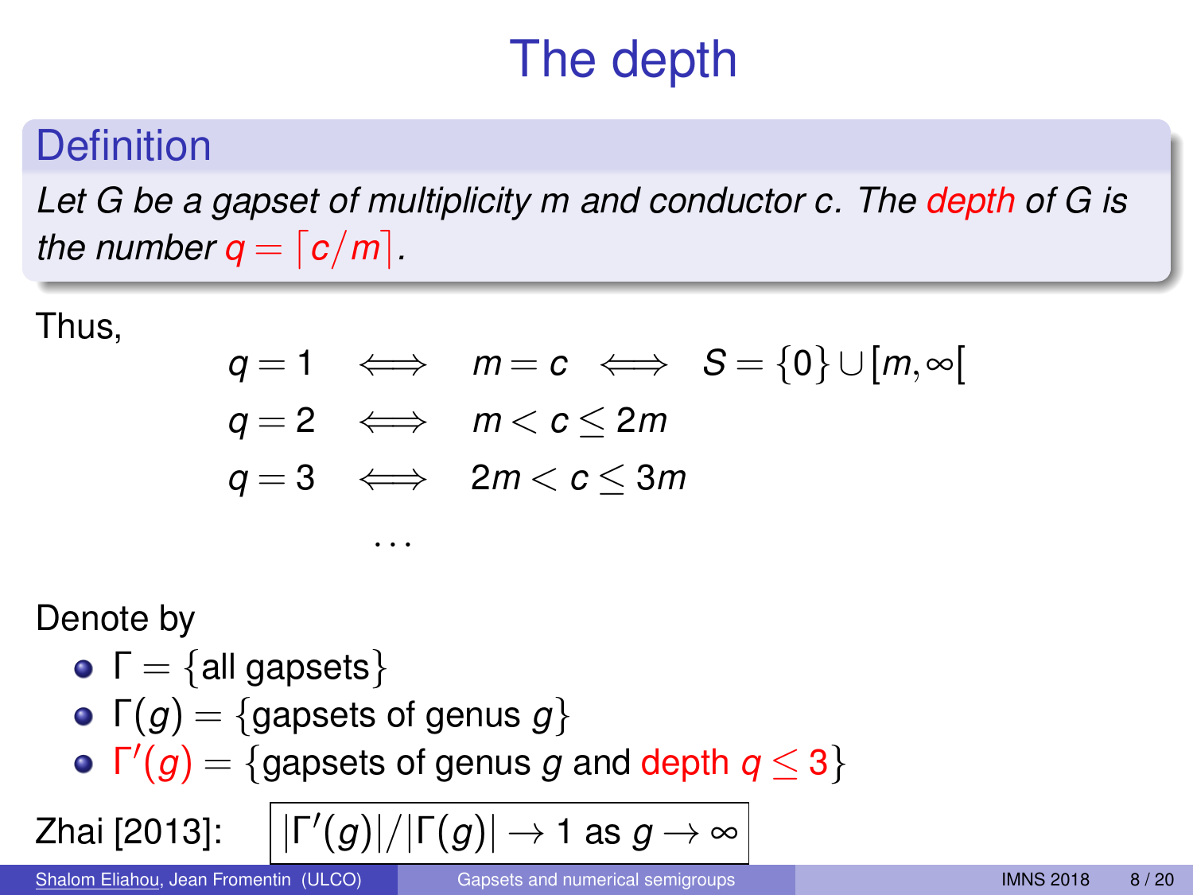# The depth

**Definition**

*Let $G$ be a gapset of multiplicity $m$ and conductor $c$. The depth of $G$ is the number $q = \lceil c/m \rceil$.*

Thus,

$$
\begin{aligned}
q = 1 \quad &\iff \quad m = c \quad \iff \quad S = \{0\} \cup [m, \infty[ \\
q = 2 \quad &\iff \quad m < c \leq 2m \\
q = 3 \quad &\iff \quad 2m < c \leq 3m \\
&\quad \ldots
\end{aligned}
$$

Denote by

- $\Gamma = \{\text{all gapsets}\}$
- $\Gamma(g) = \{\text{gapsets of genus } g\}$
- $\Gamma'(g) = \{\text{gapsets of genus } g \text{ and depth } q \leq 3\}$

Zhai [2013]: $|\Gamma'(g)|/|\Gamma(g)| \to 1$ as $g \to \infty$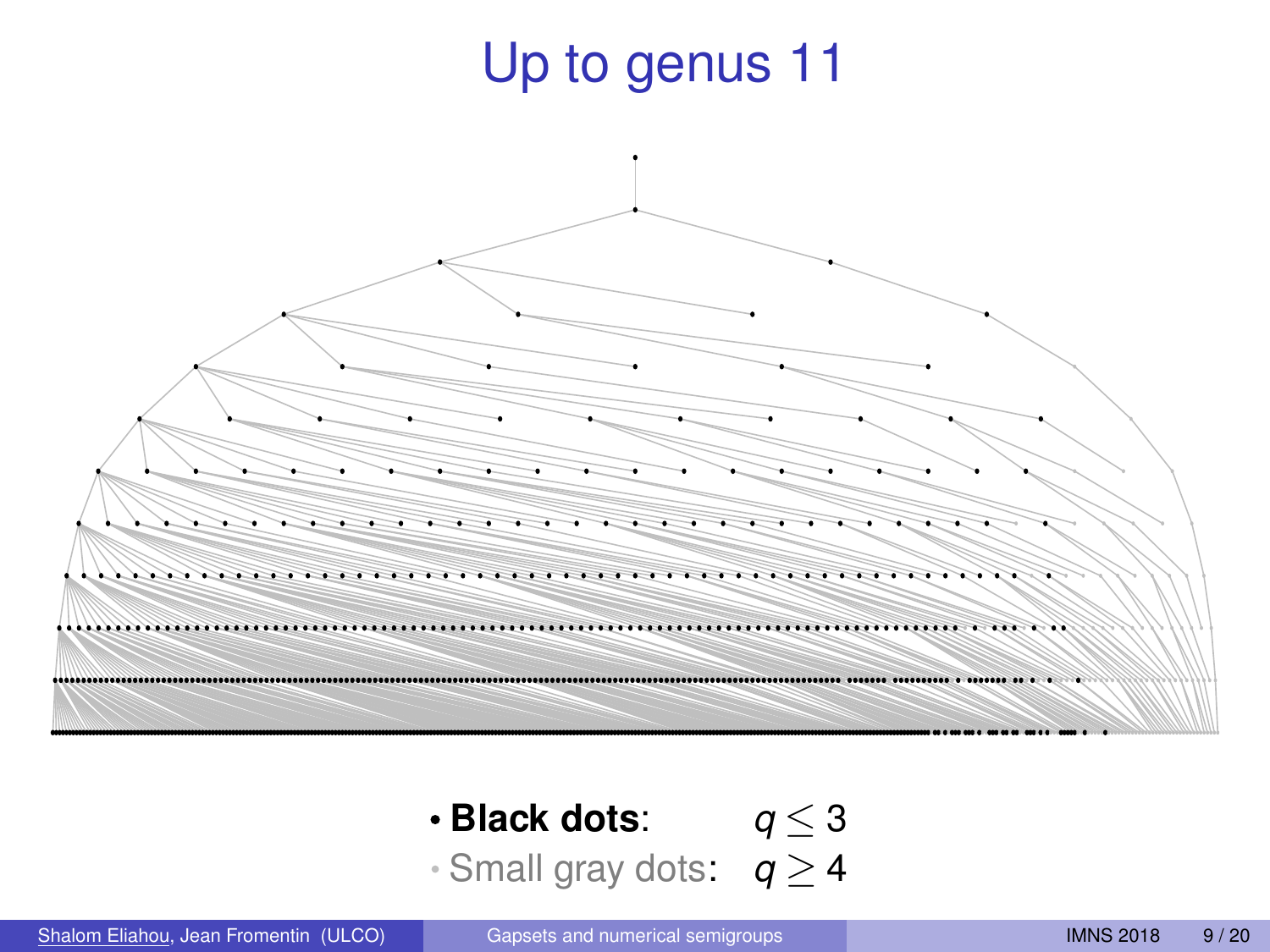# Up to genus 11

- **Black dots**: $q \leq 3$
- Small gray dots: $q \geq 4$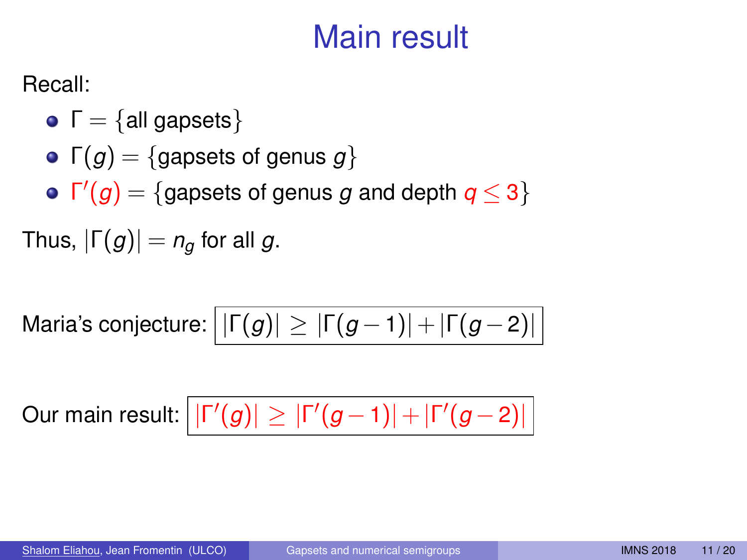# Main result

Recall:

- $\Gamma = \{\text{all gapsets}\}$
- $\Gamma(g) = \{\text{gapsets of genus } g\}$
- $\Gamma'(g) = \{\text{gapsets of genus } g \text{ and depth } q \leq 3\}$

Thus, $|\Gamma(g)| = n_g$ for all $g$.

Maria's conjecture: $\boxed{|\Gamma(g)| \geq |\Gamma(g-1)| + |\Gamma(g-2)|}$

Our main result: $\boxed{|\Gamma'(g)| \geq |\Gamma'(g-1)| + |\Gamma'(g-2)|}$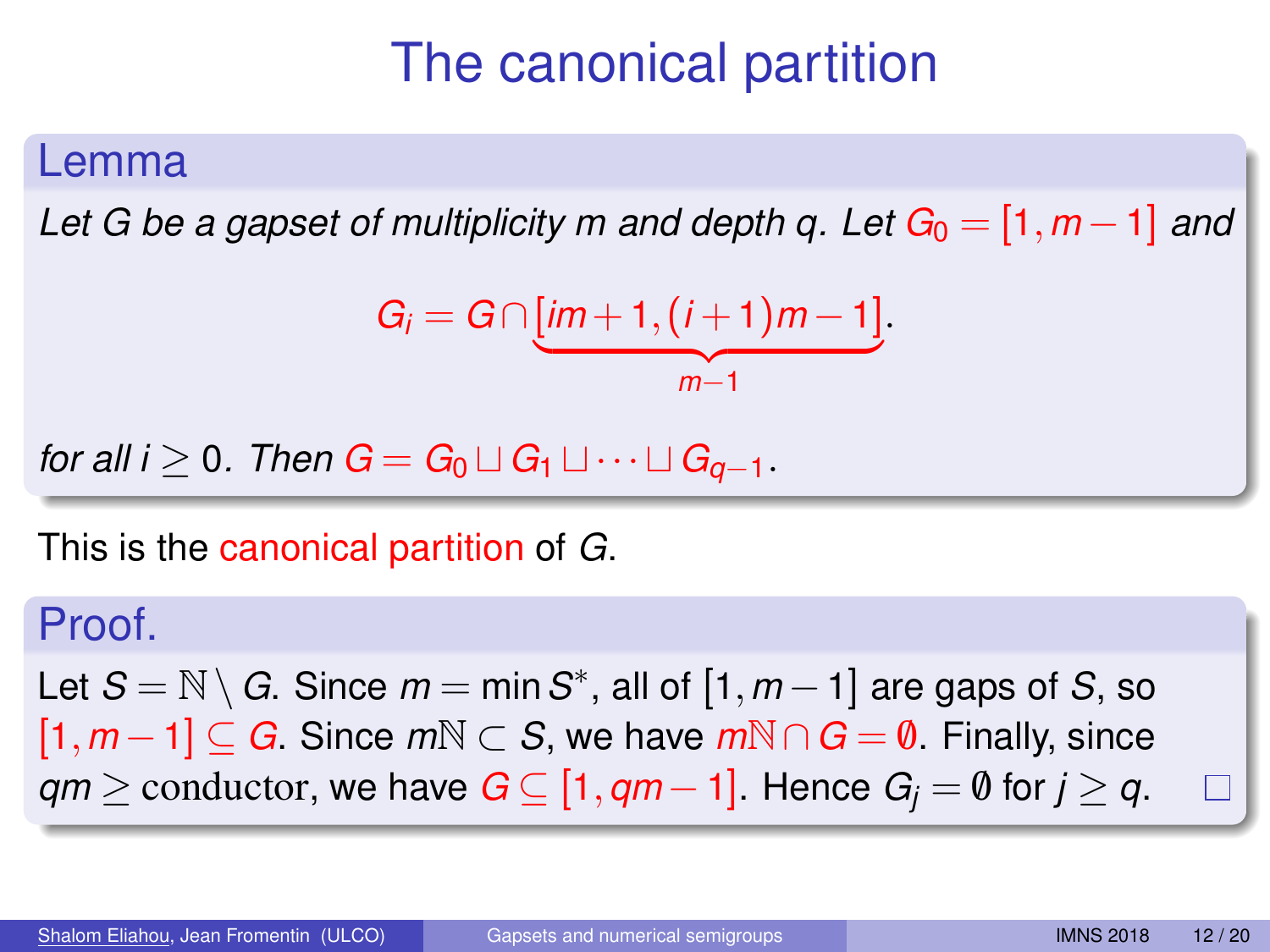# The canonical partition

## Lemma

*Let $G$ be a gapset of multiplicity $m$ and depth $q$. Let $G_0 = [1, m-1]$ and*

$$G_i = G \cap \underbrace{[im+1, (i+1)m-1]}_{m-1}.$$

*for all $i \geq 0$. Then $G = G_0 \sqcup G_1 \sqcup \cdots \sqcup G_{q-1}$.*

This is the canonical partition of $G$.

## Proof.

Let $S = \mathbb{N} \setminus G$. Since $m = \min S^*$, all of $[1, m-1]$ are gaps of $S$, so $[1, m-1] \subseteq G$. Since $m\mathbb{N} \subset S$, we have $m\mathbb{N} \cap G = \emptyset$. Finally, since $qm \geq \text{conductor}$, we have $G \subseteq [1, qm-1]$. Hence $G_j = \emptyset$ for $j \geq q$. □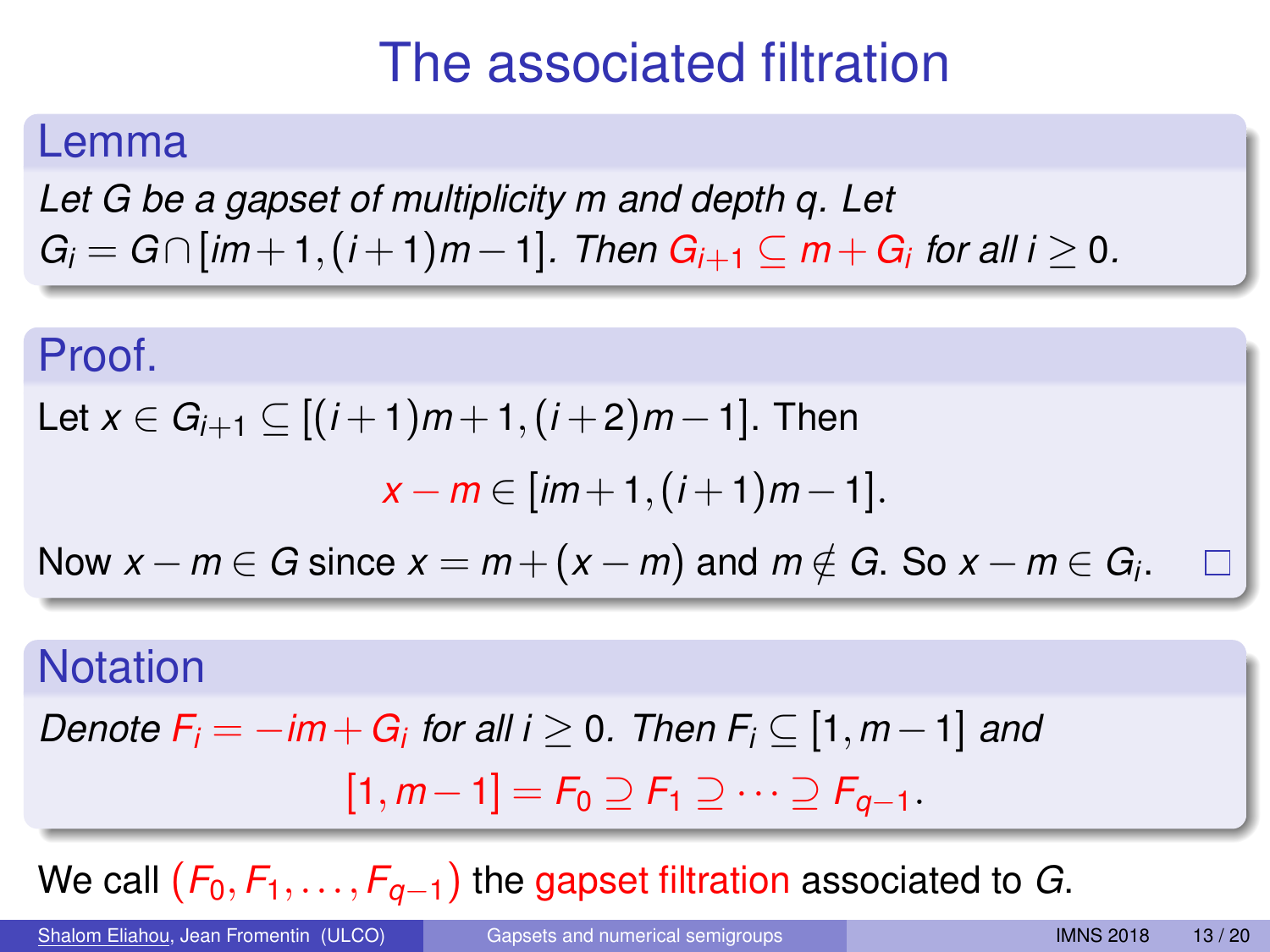# The associated filtration

**Lemma**

*Let $G$ be a gapset of multiplicity $m$ and depth $q$. Let $G_i = G \cap [im+1, (i+1)m-1]$. Then $G_{i+1} \subseteq m + G_i$ for all $i \geq 0$.*

**Proof.**

Let $x \in G_{i+1} \subseteq [(i+1)m+1, (i+2)m-1]$. Then

$$x - m \in [im+1, (i+1)m-1].$$

Now $x - m \in G$ since $x = m + (x-m)$ and $m \notin G$. So $x - m \in G_i$. □

**Notation**

*Denote $F_i = -im + G_i$ for all $i \geq 0$. Then $F_i \subseteq [1, m-1]$ and*

$$[1, m-1] = F_0 \supseteq F_1 \supseteq \cdots \supseteq F_{q-1}.$$

We call $(F_0, F_1, \ldots, F_{q-1})$ the gapset filtration associated to $G$.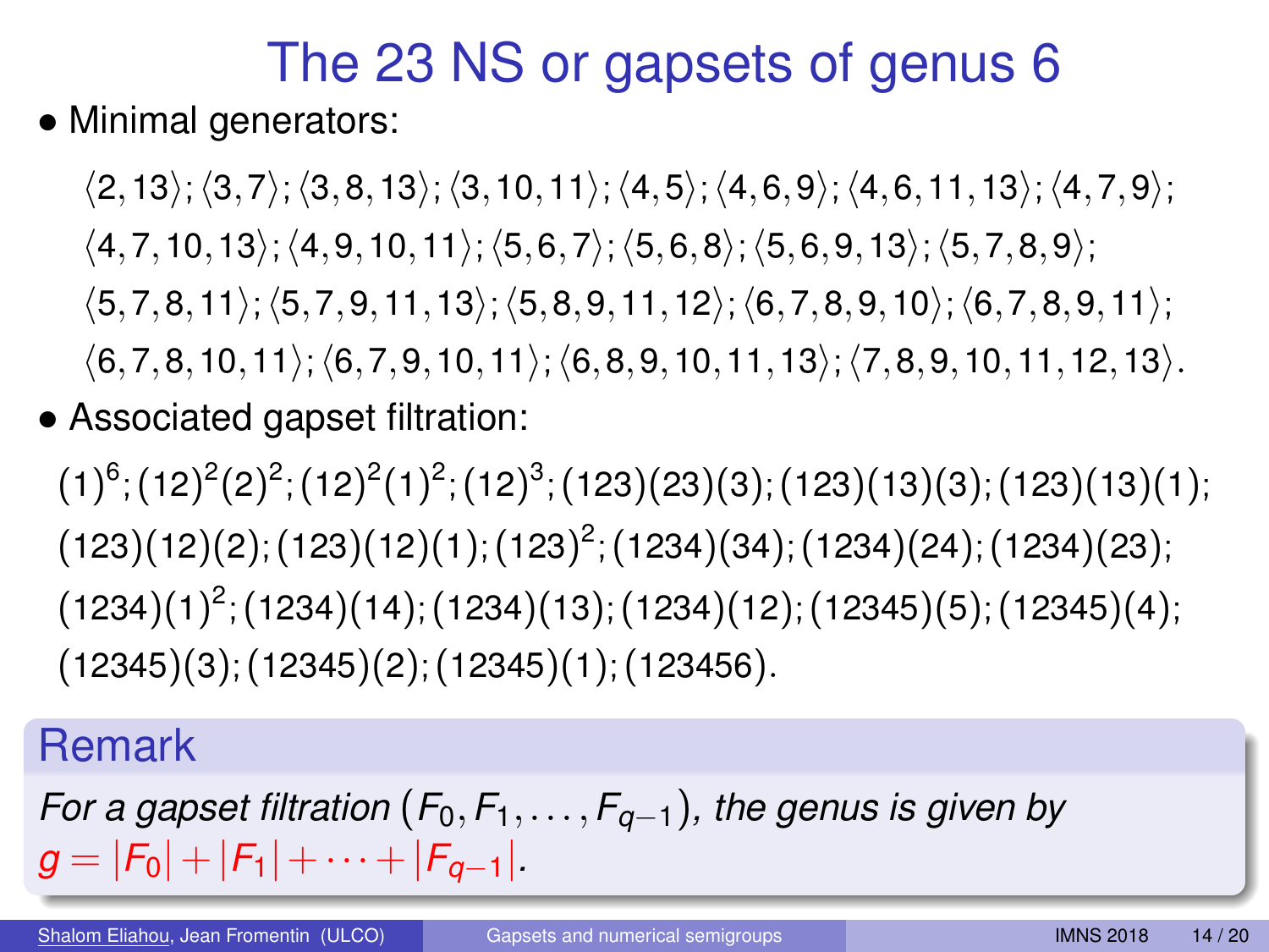# The 23 NS or gapsets of genus 6

- Minimal generators:

$\langle 2,13\rangle; \langle 3,7\rangle; \langle 3,8,13\rangle; \langle 3,10,11\rangle; \langle 4,5\rangle; \langle 4,6,9\rangle; \langle 4,6,11,13\rangle; \langle 4,7,9\rangle;$
$\langle 4,7,10,13\rangle; \langle 4,9,10,11\rangle; \langle 5,6,7\rangle; \langle 5,6,8\rangle; \langle 5,6,9,13\rangle; \langle 5,7,8,9\rangle;$
$\langle 5,7,8,11\rangle; \langle 5,7,9,11,13\rangle; \langle 5,8,9,11,12\rangle; \langle 6,7,8,9,10\rangle; \langle 6,7,8,9,11\rangle;$
$\langle 6,7,8,10,11\rangle; \langle 6,7,9,10,11\rangle; \langle 6,8,9,10,11,13\rangle; \langle 7,8,9,10,11,12,13\rangle.$

- Associated gapset filtration:

$(1)^6; (12)^2(2)^2; (12)^2(1)^2; (12)^3; (123)(23)(3); (123)(13)(3); (123)(13)(1);$
$(123)(12)(2); (123)(12)(1); (123)^2; (1234)(34); (1234)(24); (1234)(23);$
$(1234)(1)^2; (1234)(14); (1234)(13); (1234)(12); (12345)(5); (12345)(4);$
$(12345)(3); (12345)(2); (12345)(1); (123456).$

## Remark

*For a gapset filtration $(F_0, F_1, \dots, F_{q-1})$, the genus is given by* $g = |F_0| + |F_1| + \cdots + |F_{q-1}|$.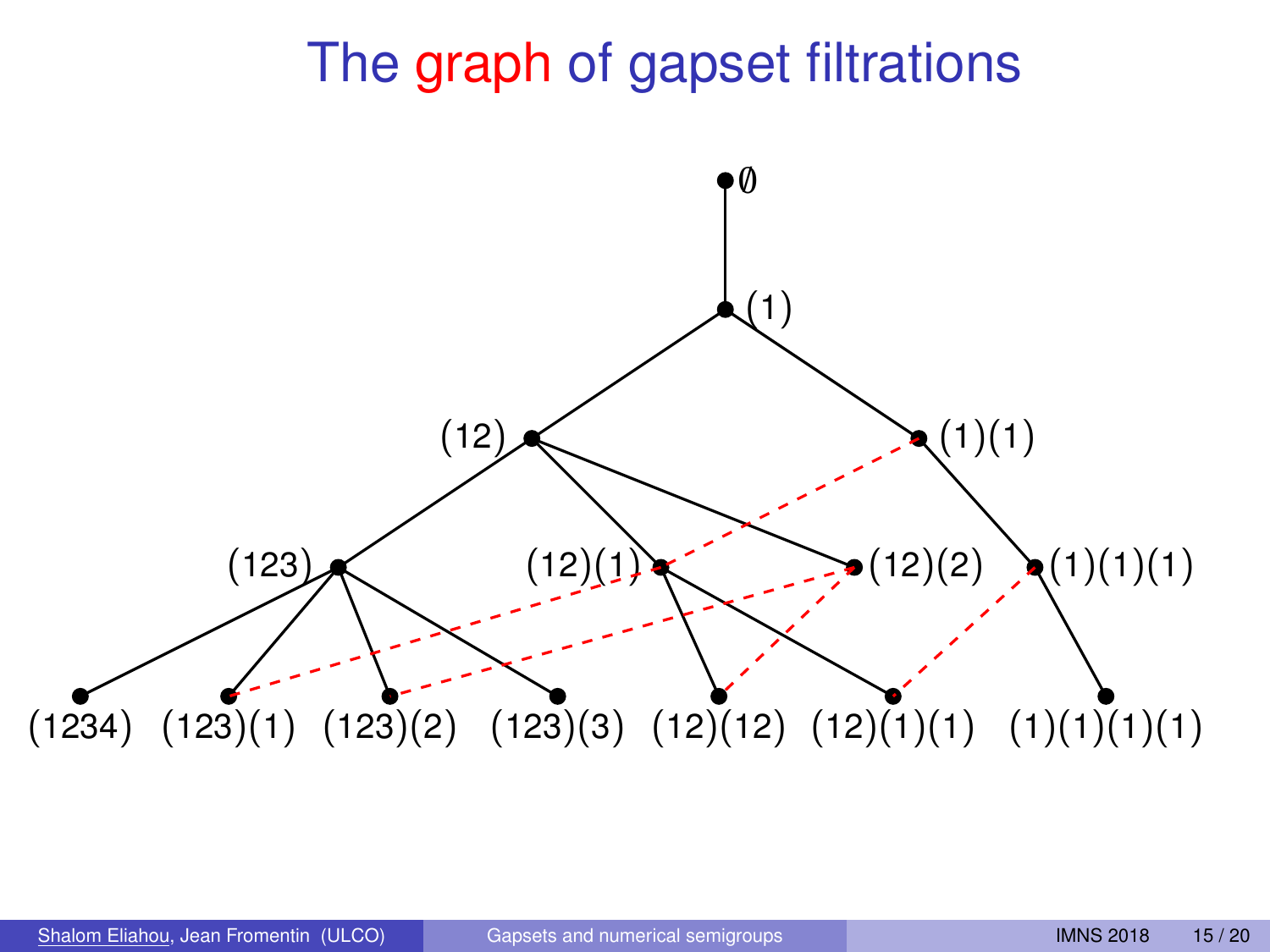# The graph of gapset filtrations

∅

(1)

(12)　(1)(1)

(123)　(12)(1)　(12)(2)　(1)(1)(1)

(1234)　(123)(1)　(123)(2)　(123)(3)　(12)(12)　(12)(1)(1)　(1)(1)(1)(1)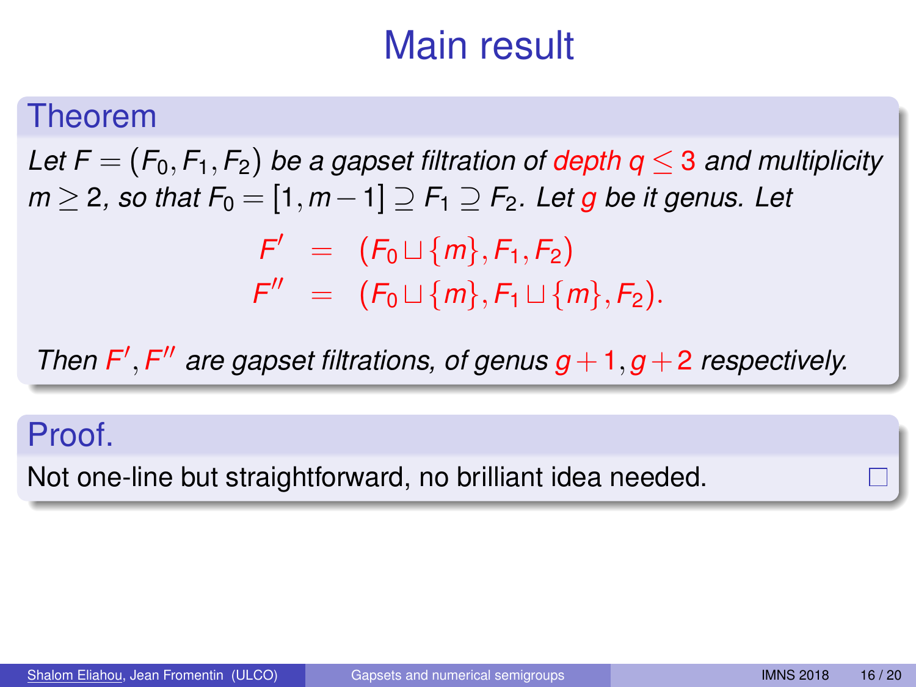# Main result

## Theorem

*Let $F = (F_0, F_1, F_2)$ be a gapset filtration of depth $q \leq 3$ and multiplicity $m \geq 2$, so that $F_0 = [1, m-1] \supseteq F_1 \supseteq F_2$. Let $g$ be it genus. Let*

$$
\begin{aligned}
F' &= (F_0 \sqcup \{m\}, F_1, F_2) \\
F'' &= (F_0 \sqcup \{m\}, F_1 \sqcup \{m\}, F_2).
\end{aligned}
$$

*Then $F', F''$ are gapset filtrations, of genus $g+1, g+2$ respectively.*

## Proof.

Not one-line but straightforward, no brilliant idea needed. □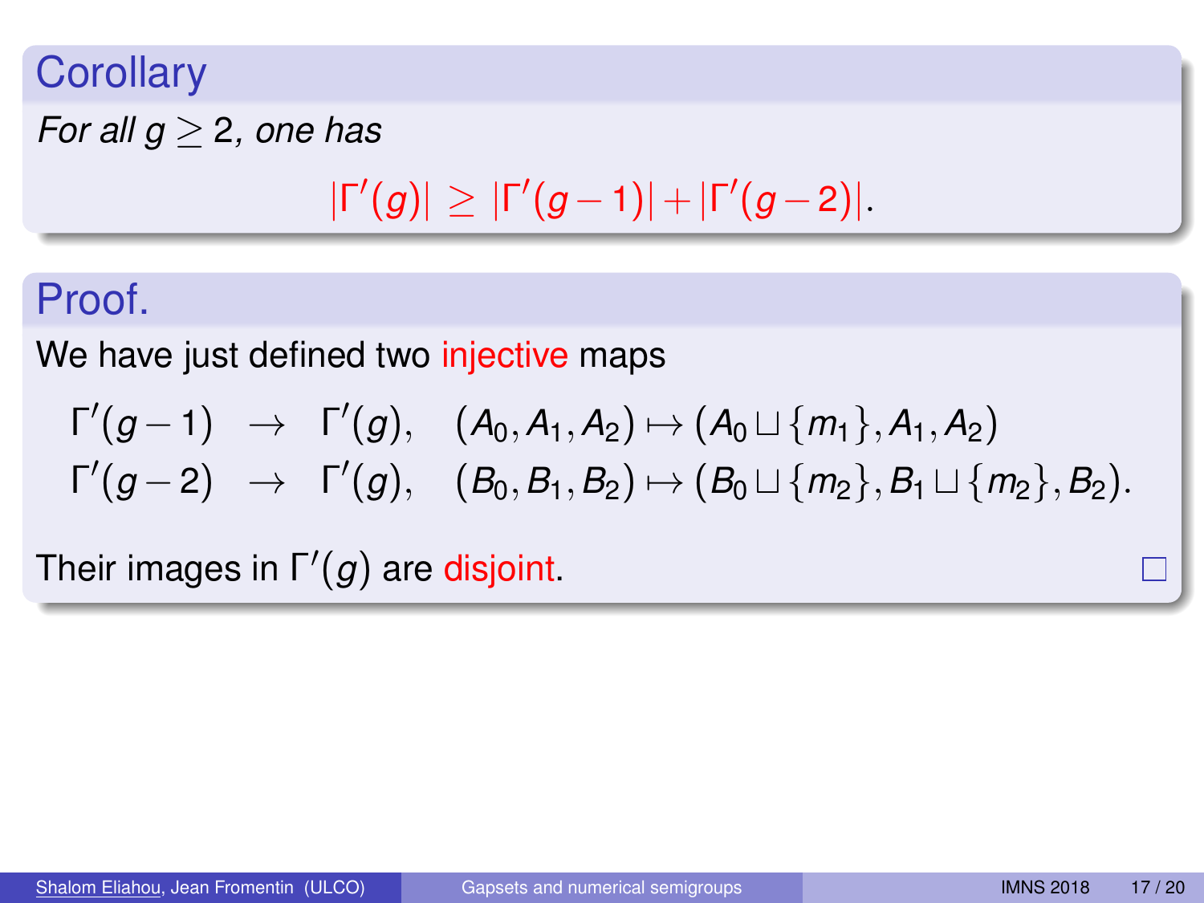## Corollary

*For all $g \geq 2$, one has*

$$|\Gamma'(g)| \geq |\Gamma'(g-1)| + |\Gamma'(g-2)|.$$

## Proof.

We have just defined two injective maps

$$\begin{array}{lll} \Gamma'(g-1) & \to & \Gamma'(g), \quad (A_0, A_1, A_2) \mapsto (A_0 \sqcup \{m_1\}, A_1, A_2) \\ \Gamma'(g-2) & \to & \Gamma'(g), \quad (B_0, B_1, B_2) \mapsto (B_0 \sqcup \{m_2\}, B_1 \sqcup \{m_2\}, B_2). \end{array}$$

Their images in $\Gamma'(g)$ are disjoint. □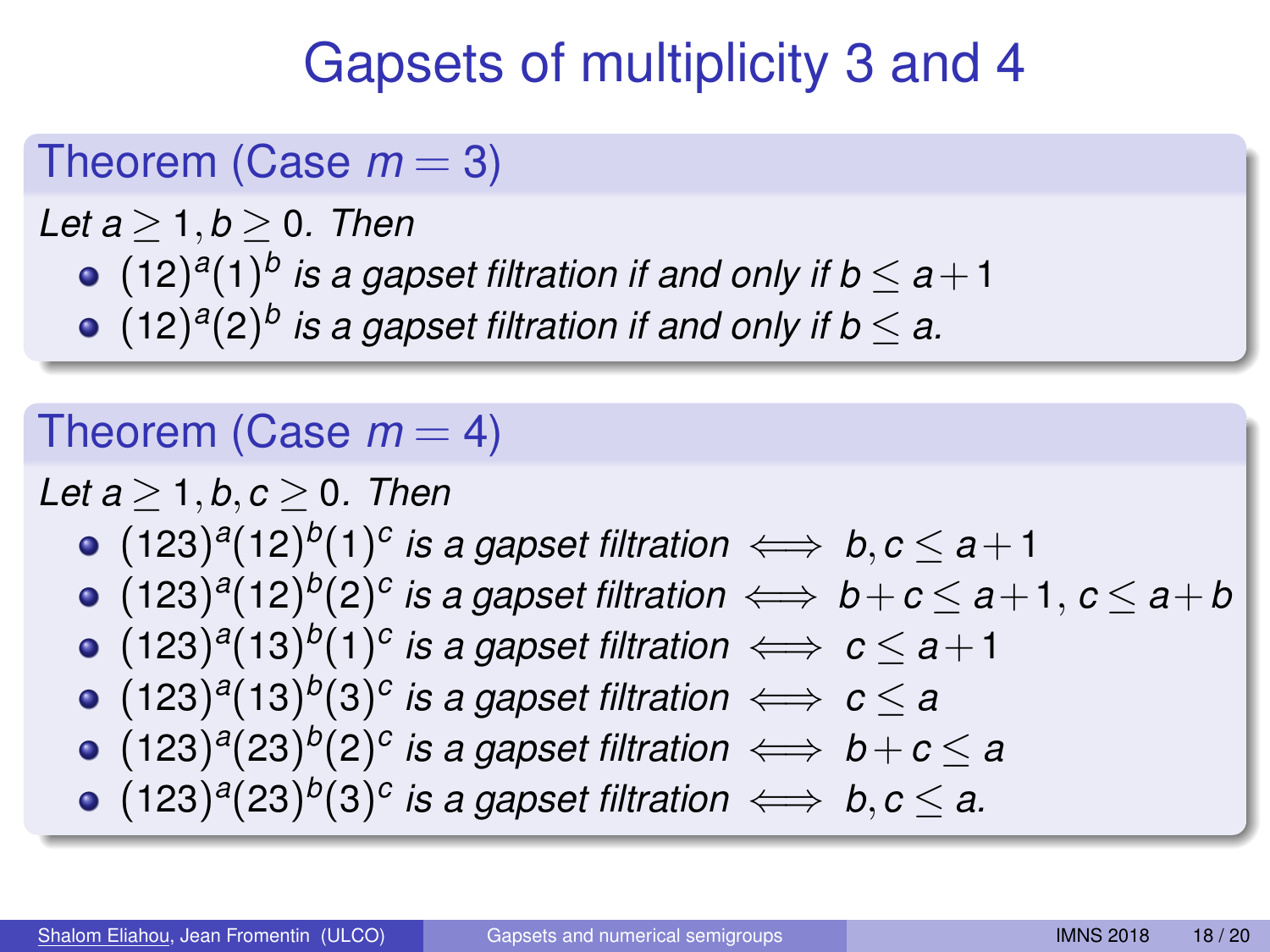# Gapsets of multiplicity 3 and 4

### Theorem (Case $m = 3$)

*Let $a \geq 1, b \geq 0$. Then*

- $(12)^a(1)^b$ *is a gapset filtration if and only if* $b \leq a+1$
- $(12)^a(2)^b$ *is a gapset filtration if and only if* $b \leq a$.

### Theorem (Case $m = 4$)

*Let $a \geq 1, b, c \geq 0$. Then*

- $(123)^a(12)^b(1)^c$ *is a gapset filtration* $\iff b, c \leq a+1$
- $(123)^a(12)^b(2)^c$ *is a gapset filtration* $\iff b+c \leq a+1,\ c \leq a+b$
- $(123)^a(13)^b(1)^c$ *is a gapset filtration* $\iff c \leq a+1$
- $(123)^a(13)^b(3)^c$ *is a gapset filtration* $\iff c \leq a$
- $(123)^a(23)^b(2)^c$ *is a gapset filtration* $\iff b+c \leq a$
- $(123)^a(23)^b(3)^c$ *is a gapset filtration* $\iff b, c \leq a$.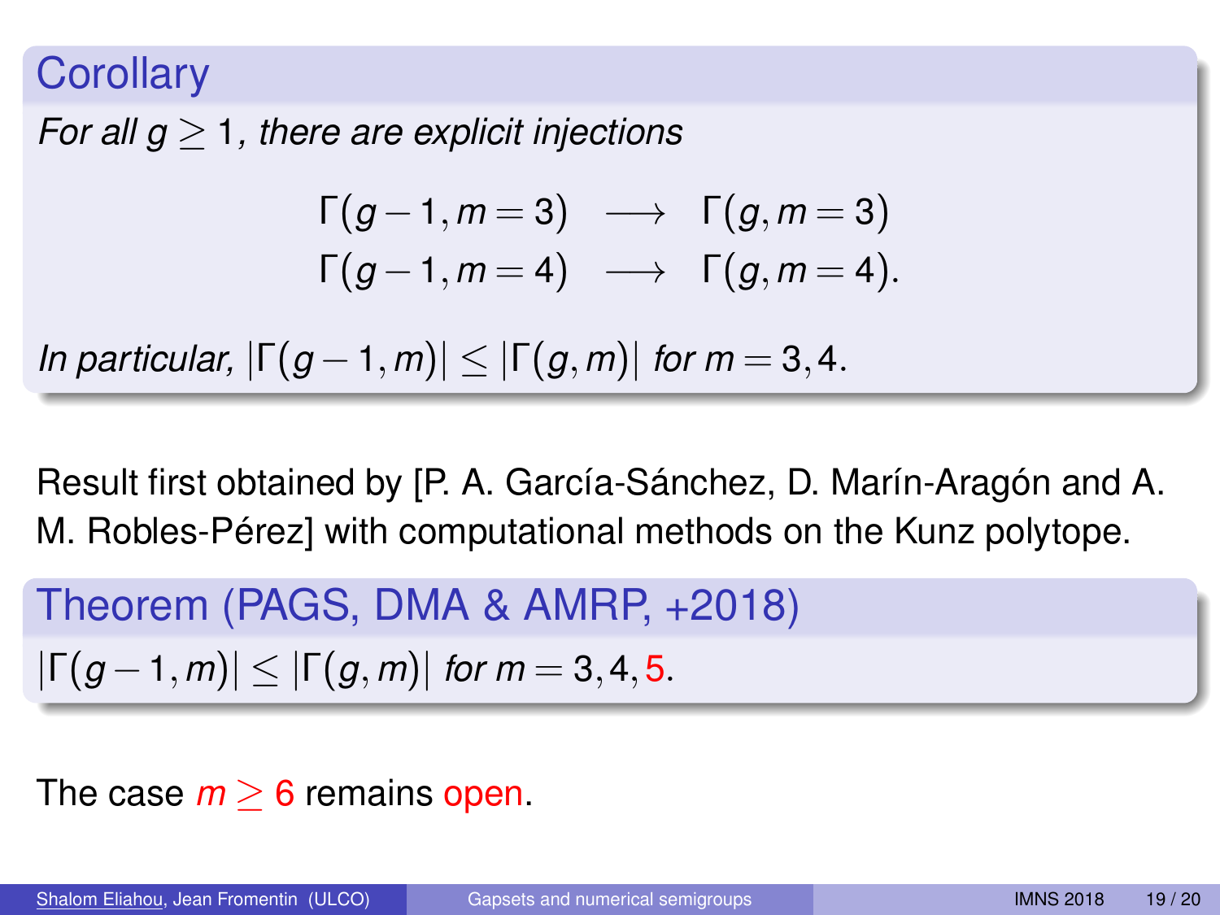### Corollary

*For all $g \geq 1$, there are explicit injections*

$$\begin{aligned} \Gamma(g-1, m=3) &\longrightarrow \Gamma(g, m=3) \\ \Gamma(g-1, m=4) &\longrightarrow \Gamma(g, m=4). \end{aligned}$$

*In particular, $|\Gamma(g-1,m)| \leq |\Gamma(g,m)|$ for $m = 3, 4$.*

Result first obtained by [P. A. García-Sánchez, D. Marín-Aragón and A. M. Robles-Pérez] with computational methods on the Kunz polytope.

### Theorem (PAGS, DMA & AMRP, +2018)

$|\Gamma(g-1,m)| \leq |\Gamma(g,m)|$ *for* $m = 3, 4, 5$.

The case $m \geq 6$ remains open.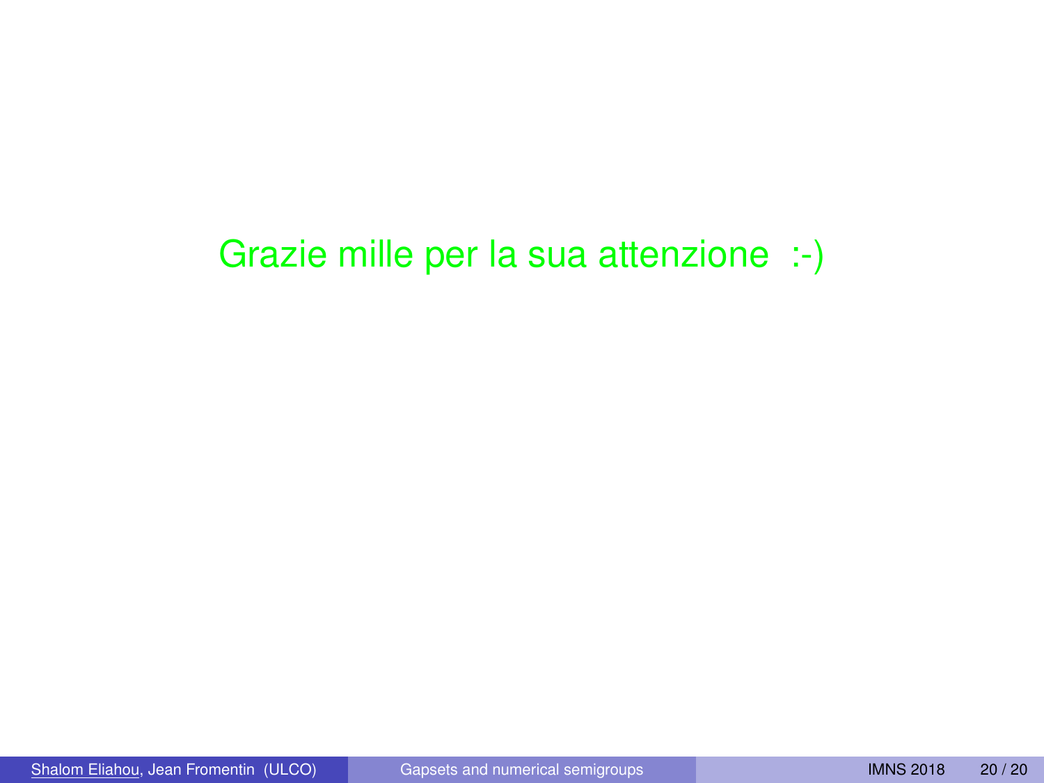Grazie mille per la sua attenzione :-)